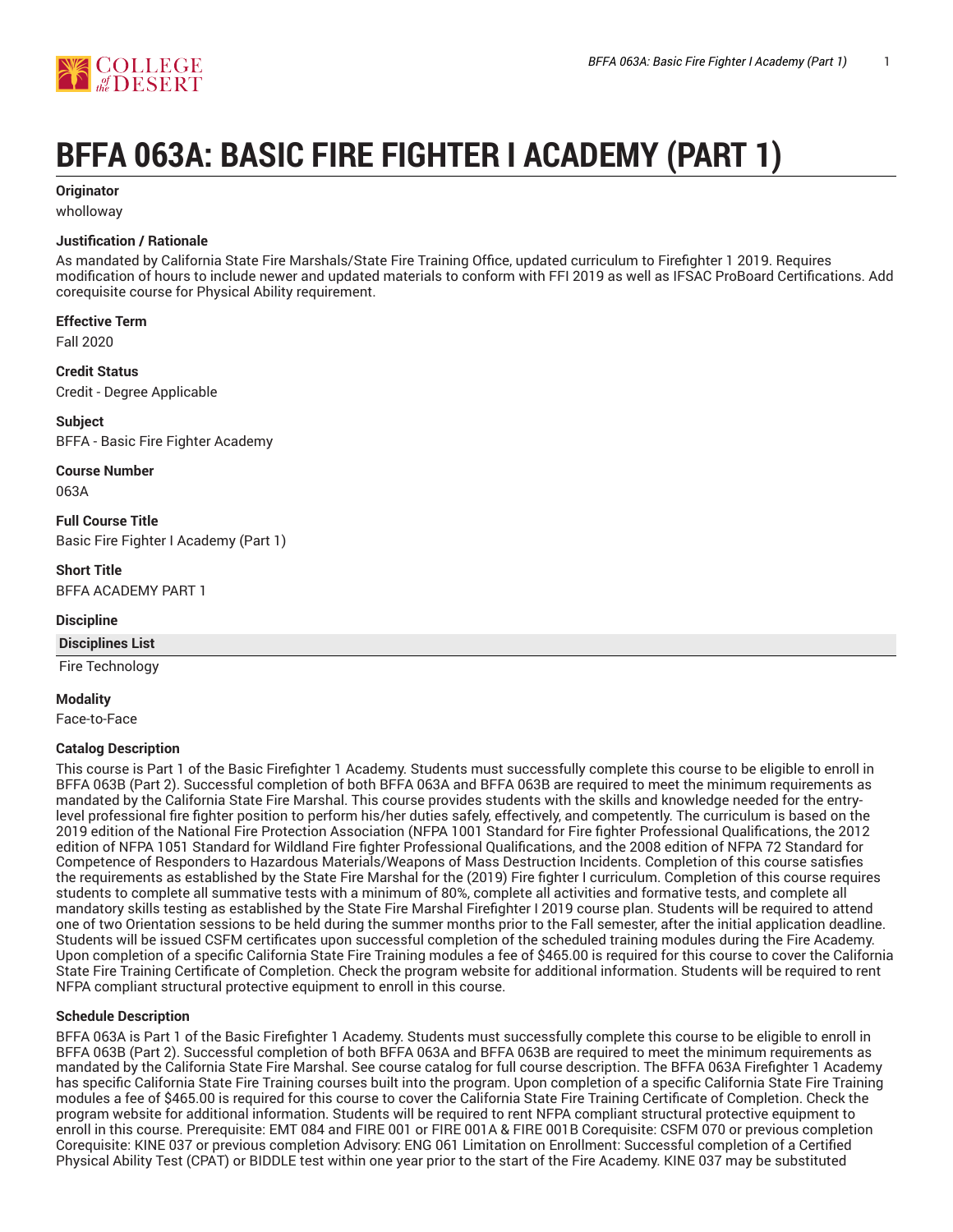# BFFA 063A: BASIC FIRE FIGHTER I ACADEMY (PART 1)

**Originator**

wholloway

**Justification / Rationale**

As mandated by California State Fire Marshals/State Fire Training Office, updated curriculum to Firefighter 1 2019. Requires modification of hours to include newer and updated materials to conform with FFI 2019 as well as IFSAC ProBoard Certifications. Add corequisite course for Physical Ability requirement.

**Effective Term**

Fall 2020

**Credit Status**

Credit - Degree Applicable

**Subject**

BFFA - Basic Fire Fighter Academy

**Course Number**

063A

**Full Course Title**

Basic Fire Fighter I Academy (Part 1)

**Short Title**

BFFA ACADEMY PART 1

**Discipline**

| Disciplines List |
| --- |
| Fire Technology |

**Modality**

Face-to-Face

**Catalog Description**

This course is Part 1 of the Basic Firefighter 1 Academy. Students must successfully complete this course to be eligible to enroll in BFFA 063B (Part 2). Successful completion of both BFFA 063A and BFFA 063B are required to meet the minimum requirements as mandated by the California State Fire Marshal. This course provides students with the skills and knowledge needed for the entry-level professional fire fighter position to perform his/her duties safely, effectively, and competently. The curriculum is based on the 2019 edition of the National Fire Protection Association (NFPA 1001 Standard for Fire fighter Professional Qualifications, the 2012 edition of NFPA 1051 Standard for Wildland Fire fighter Professional Qualifications, and the 2008 edition of NFPA 72 Standard for Competence of Responders to Hazardous Materials/Weapons of Mass Destruction Incidents. Completion of this course satisfies the requirements as established by the State Fire Marshal for the (2019) Fire fighter I curriculum. Completion of this course requires students to complete all summative tests with a minimum of 80%, complete all activities and formative tests, and complete all mandatory skills testing as established by the State Fire Marshal Firefighter I 2019 course plan. Students will be required to attend one of two Orientation sessions to be held during the summer months prior to the Fall semester, after the initial application deadline. Students will be issued CSFM certificates upon successful completion of the scheduled training modules during the Fire Academy. Upon completion of a specific California State Fire Training modules a fee of $465.00 is required for this course to cover the California State Fire Training Certificate of Completion. Check the program website for additional information. Students will be required to rent NFPA compliant structural protective equipment to enroll in this course.

**Schedule Description**

BFFA 063A is Part 1 of the Basic Firefighter 1 Academy. Students must successfully complete this course to be eligible to enroll in BFFA 063B (Part 2). Successful completion of both BFFA 063A and BFFA 063B are required to meet the minimum requirements as mandated by the California State Fire Marshal. See course catalog for full course description. The BFFA 063A Firefighter 1 Academy has specific California State Fire Training courses built into the program. Upon completion of a specific California State Fire Training modules a fee of $465.00 is required for this course to cover the California State Fire Training Certificate of Completion. Check the program website for additional information. Students will be required to rent NFPA compliant structural protective equipment to enroll in this course. Prerequisite: EMT 084 and FIRE 001 or FIRE 001A & FIRE 001B Corequisite: CSFM 070 or previous completion Corequisite: KINE 037 or previous completion Advisory: ENG 061 Limitation on Enrollment: Successful completion of a Certified Physical Ability Test (CPAT) or BIDDLE test within one year prior to the start of the Fire Academy. KINE 037 may be substituted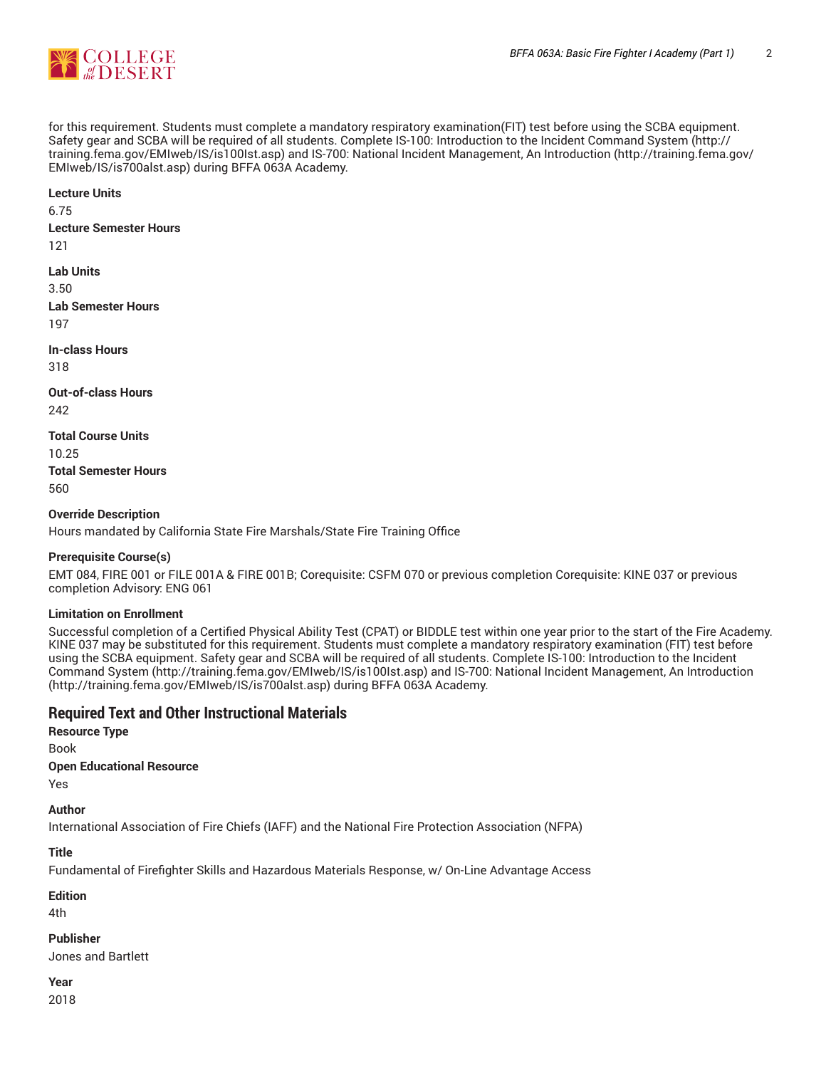for this requirement. Students must complete a mandatory respiratory examination(FIT) test before using the SCBA equipment. Safety gear and SCBA will be required of all students. Complete IS-100: Introduction to the Incident Command System (http://training.fema.gov/EMIweb/IS/is100lst.asp) and IS-700: National Incident Management, An Introduction (http://training.fema.gov/EMIweb/IS/is700alst.asp) during BFFA 063A Academy.

**Lecture Units**

6.75

**Lecture Semester Hours**

121

**Lab Units**

3.50

**Lab Semester Hours**

197

**In-class Hours**

318

**Out-of-class Hours**

242

**Total Course Units**

10.25

**Total Semester Hours**

560

**Override Description**

Hours mandated by California State Fire Marshals/State Fire Training Office

**Prerequisite Course(s)**

EMT 084, FIRE 001 or FILE 001A & FIRE 001B; Corequisite: CSFM 070 or previous completion Corequisite: KINE 037 or previous completion Advisory: ENG 061

**Limitation on Enrollment**

Successful completion of a Certified Physical Ability Test (CPAT) or BIDDLE test within one year prior to the start of the Fire Academy. KINE 037 may be substituted for this requirement. Students must complete a mandatory respiratory examination (FIT) test before using the SCBA equipment. Safety gear and SCBA will be required of all students. Complete IS-100: Introduction to the Incident Command System (http://training.fema.gov/EMIweb/IS/is100lst.asp) and IS-700: National Incident Management, An Introduction (http://training.fema.gov/EMIweb/IS/is700alst.asp) during BFFA 063A Academy.

## Required Text and Other Instructional Materials

**Resource Type**

Book

**Open Educational Resource**

Yes

**Author**

International Association of Fire Chiefs (IAFF) and the National Fire Protection Association (NFPA)

**Title**

Fundamental of Firefighter Skills and Hazardous Materials Response, w/ On-Line Advantage Access

**Edition**

4th

**Publisher**

Jones and Bartlett

**Year**

2018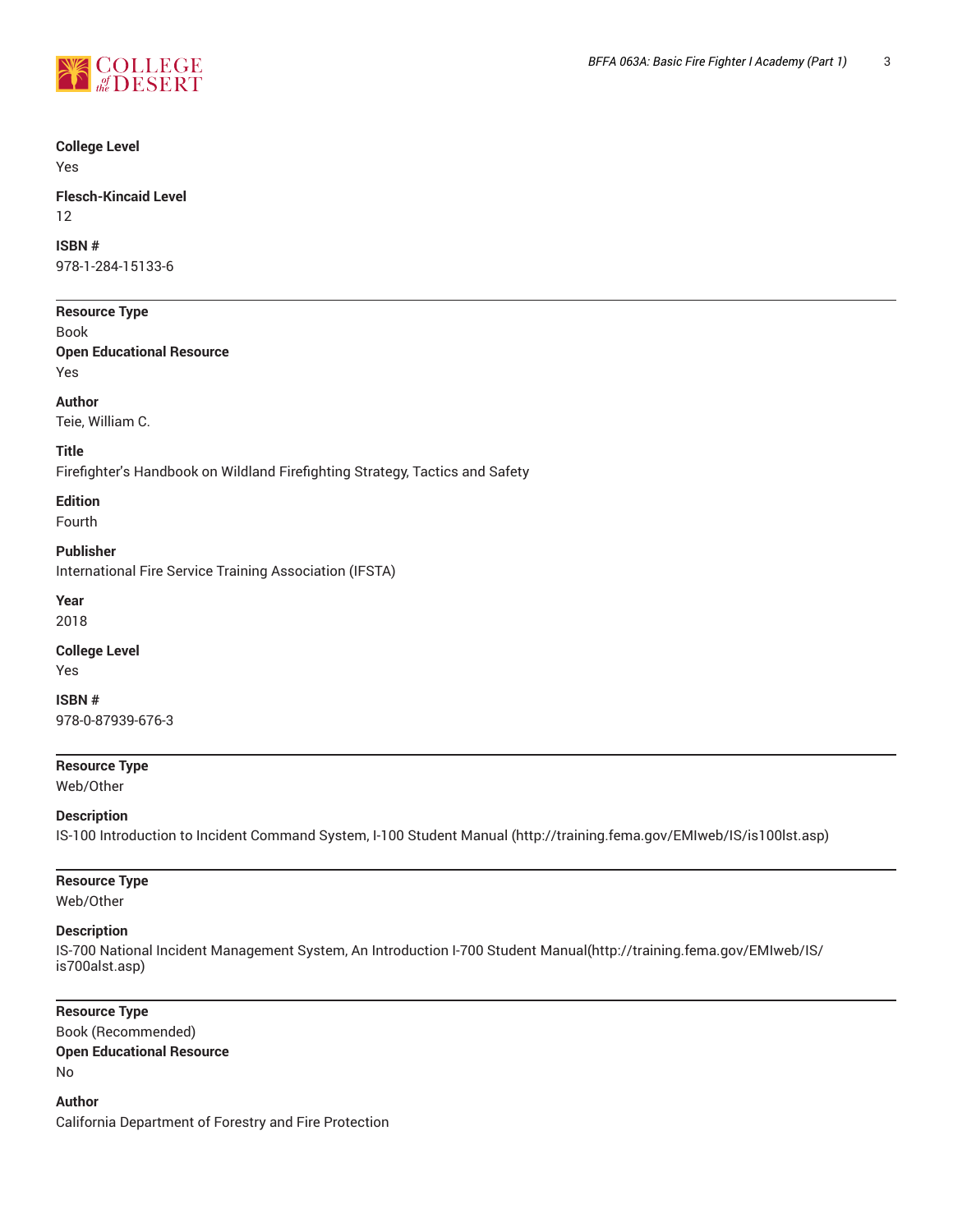**College Level**
Yes

**Flesch-Kincaid Level**
12

**ISBN #**
978-1-284-15133-6

---

**Resource Type**
Book

**Open Educational Resource**
Yes

**Author**
Teie, William C.

**Title**
Firefighter's Handbook on Wildland Firefighting Strategy, Tactics and Safety

**Edition**
Fourth

**Publisher**
International Fire Service Training Association (IFSTA)

**Year**
2018

**College Level**
Yes

**ISBN #**
978-0-87939-676-3

---

**Resource Type**
Web/Other

**Description**
IS-100 Introduction to Incident Command System, I-100 Student Manual (http://training.fema.gov/EMIweb/IS/is100lst.asp)

---

**Resource Type**
Web/Other

**Description**
IS-700 National Incident Management System, An Introduction I-700 Student Manual(http://training.fema.gov/EMIweb/IS/is700alst.asp)

---

**Resource Type**
Book (Recommended)

**Open Educational Resource**
No

**Author**
California Department of Forestry and Fire Protection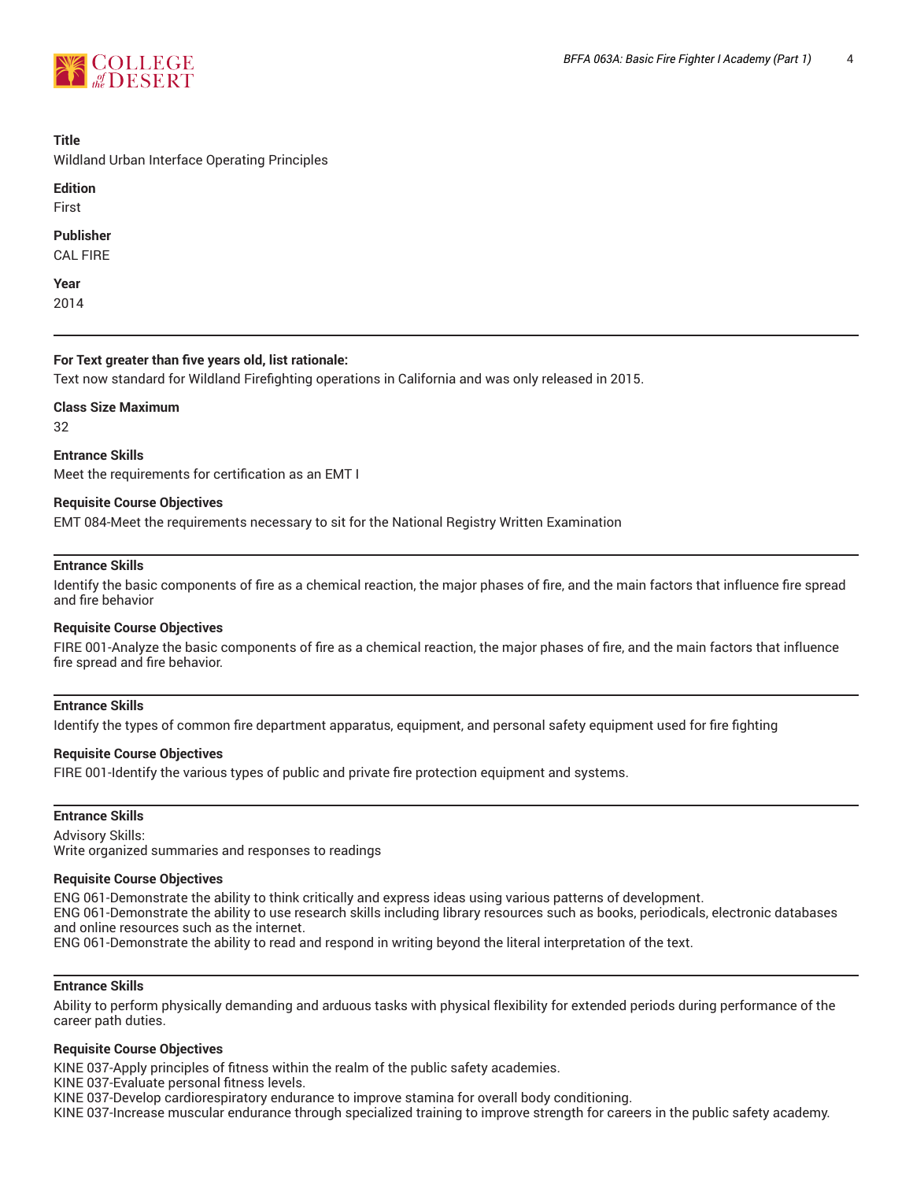**Title**
Wildland Urban Interface Operating Principles

**Edition**
First

**Publisher**
CAL FIRE

**Year**
2014

---

**For Text greater than five years old, list rationale:**
Text now standard for Wildland Firefighting operations in California and was only released in 2015.

**Class Size Maximum**
32

**Entrance Skills**
Meet the requirements for certification as an EMT I

**Requisite Course Objectives**
EMT 084-Meet the requirements necessary to sit for the National Registry Written Examination

---

**Entrance Skills**
Identify the basic components of fire as a chemical reaction, the major phases of fire, and the main factors that influence fire spread and fire behavior

**Requisite Course Objectives**
FIRE 001-Analyze the basic components of fire as a chemical reaction, the major phases of fire, and the main factors that influence fire spread and fire behavior.

---

**Entrance Skills**
Identify the types of common fire department apparatus, equipment, and personal safety equipment used for fire fighting

**Requisite Course Objectives**
FIRE 001-Identify the various types of public and private fire protection equipment and systems.

---

**Entrance Skills**
Advisory Skills:
Write organized summaries and responses to readings

**Requisite Course Objectives**
ENG 061-Demonstrate the ability to think critically and express ideas using various patterns of development.
ENG 061-Demonstrate the ability to use research skills including library resources such as books, periodicals, electronic databases and online resources such as the internet.
ENG 061-Demonstrate the ability to read and respond in writing beyond the literal interpretation of the text.

---

**Entrance Skills**
Ability to perform physically demanding and arduous tasks with physical flexibility for extended periods during performance of the career path duties.

**Requisite Course Objectives**
KINE 037-Apply principles of fitness within the realm of the public safety academies.
KINE 037-Evaluate personal fitness levels.
KINE 037-Develop cardiorespiratory endurance to improve stamina for overall body conditioning.
KINE 037-Increase muscular endurance through specialized training to improve strength for careers in the public safety academy.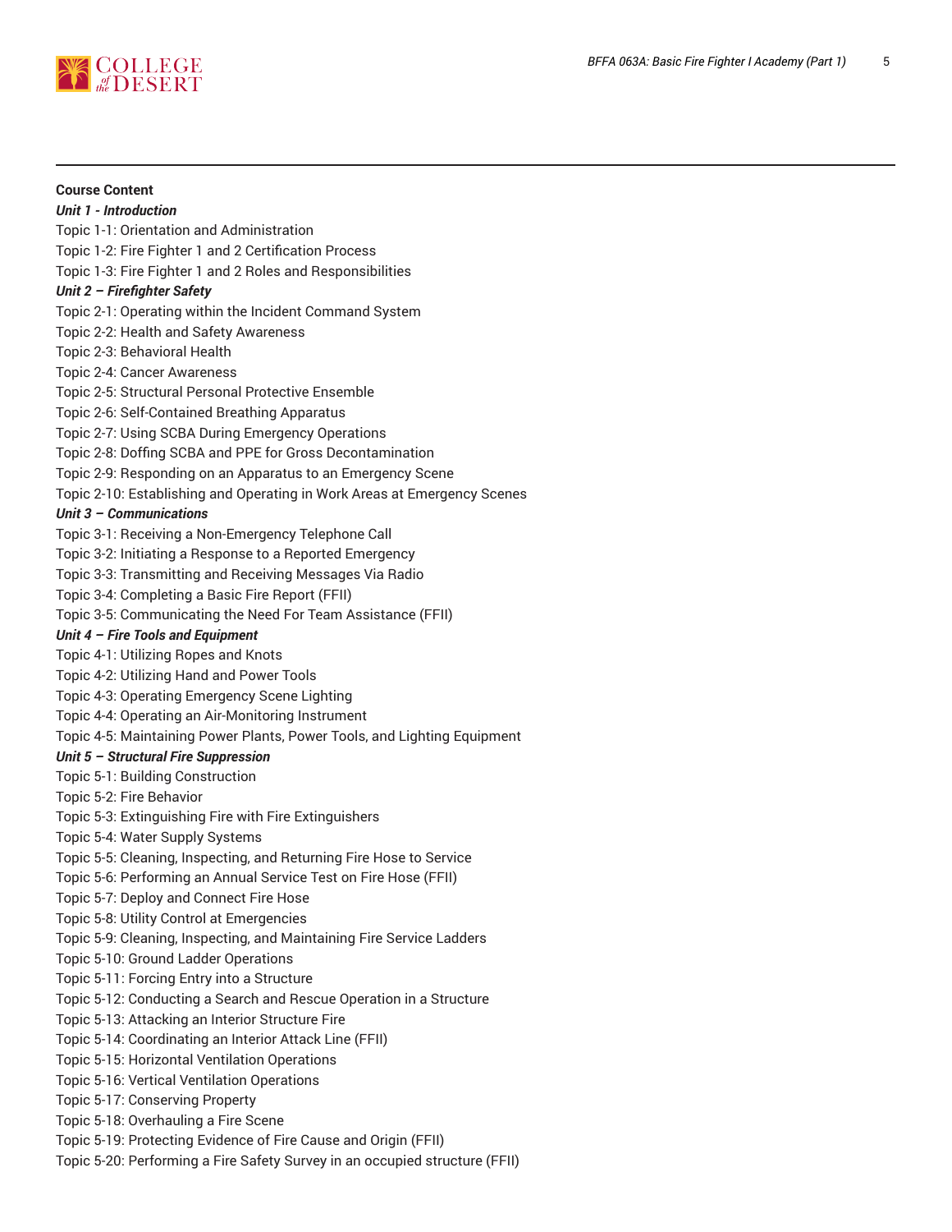**Course Content**

***Unit 1 - Introduction***

Topic 1-1: Orientation and Administration
Topic 1-2: Fire Fighter 1 and 2 Certification Process
Topic 1-3: Fire Fighter 1 and 2 Roles and Responsibilities

***Unit 2 – Firefighter Safety***

Topic 2-1: Operating within the Incident Command System
Topic 2-2: Health and Safety Awareness
Topic 2-3: Behavioral Health
Topic 2-4: Cancer Awareness
Topic 2-5: Structural Personal Protective Ensemble
Topic 2-6: Self-Contained Breathing Apparatus
Topic 2-7: Using SCBA During Emergency Operations
Topic 2-8: Doffing SCBA and PPE for Gross Decontamination
Topic 2-9: Responding on an Apparatus to an Emergency Scene
Topic 2-10: Establishing and Operating in Work Areas at Emergency Scenes

***Unit 3 – Communications***

Topic 3-1: Receiving a Non-Emergency Telephone Call
Topic 3-2: Initiating a Response to a Reported Emergency
Topic 3-3: Transmitting and Receiving Messages Via Radio
Topic 3-4: Completing a Basic Fire Report (FFII)
Topic 3-5: Communicating the Need For Team Assistance (FFII)

***Unit 4 – Fire Tools and Equipment***

Topic 4-1: Utilizing Ropes and Knots
Topic 4-2: Utilizing Hand and Power Tools
Topic 4-3: Operating Emergency Scene Lighting
Topic 4-4: Operating an Air-Monitoring Instrument
Topic 4-5: Maintaining Power Plants, Power Tools, and Lighting Equipment

***Unit 5 – Structural Fire Suppression***

Topic 5-1: Building Construction
Topic 5-2: Fire Behavior
Topic 5-3: Extinguishing Fire with Fire Extinguishers
Topic 5-4: Water Supply Systems
Topic 5-5: Cleaning, Inspecting, and Returning Fire Hose to Service
Topic 5-6: Performing an Annual Service Test on Fire Hose (FFII)
Topic 5-7: Deploy and Connect Fire Hose
Topic 5-8: Utility Control at Emergencies
Topic 5-9: Cleaning, Inspecting, and Maintaining Fire Service Ladders
Topic 5-10: Ground Ladder Operations
Topic 5-11: Forcing Entry into a Structure
Topic 5-12: Conducting a Search and Rescue Operation in a Structure
Topic 5-13: Attacking an Interior Structure Fire
Topic 5-14: Coordinating an Interior Attack Line (FFII)
Topic 5-15: Horizontal Ventilation Operations
Topic 5-16: Vertical Ventilation Operations
Topic 5-17: Conserving Property
Topic 5-18: Overhauling a Fire Scene
Topic 5-19: Protecting Evidence of Fire Cause and Origin (FFII)
Topic 5-20: Performing a Fire Safety Survey in an occupied structure (FFII)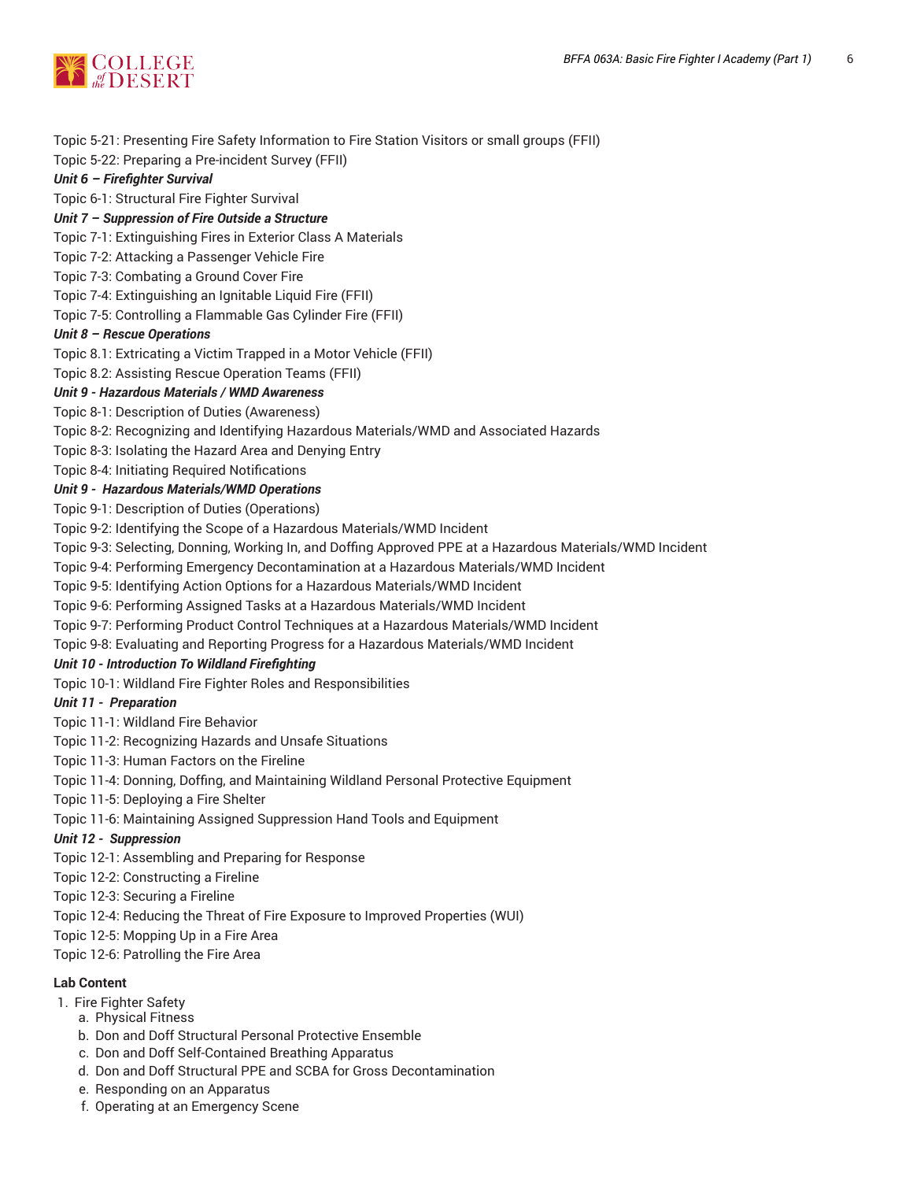Topic 5-21: Presenting Fire Safety Information to Fire Station Visitors or small groups (FFII)
Topic 5-22: Preparing a Pre-incident Survey (FFII)
***Unit 6 – Firefighter Survival***
Topic 6-1: Structural Fire Fighter Survival
***Unit 7 – Suppression of Fire Outside a Structure***
Topic 7-1: Extinguishing Fires in Exterior Class A Materials
Topic 7-2: Attacking a Passenger Vehicle Fire
Topic 7-3: Combating a Ground Cover Fire
Topic 7-4: Extinguishing an Ignitable Liquid Fire (FFII)
Topic 7-5: Controlling a Flammable Gas Cylinder Fire (FFII)
***Unit 8 – Rescue Operations***
Topic 8.1: Extricating a Victim Trapped in a Motor Vehicle (FFII)
Topic 8.2: Assisting Rescue Operation Teams (FFII)
***Unit 9 - Hazardous Materials / WMD Awareness***
Topic 8-1: Description of Duties (Awareness)
Topic 8-2: Recognizing and Identifying Hazardous Materials/WMD and Associated Hazards
Topic 8-3: Isolating the Hazard Area and Denying Entry
Topic 8-4: Initiating Required Notifications
***Unit 9 - Hazardous Materials/WMD Operations***
Topic 9-1: Description of Duties (Operations)
Topic 9-2: Identifying the Scope of a Hazardous Materials/WMD Incident
Topic 9-3: Selecting, Donning, Working In, and Doffing Approved PPE at a Hazardous Materials/WMD Incident
Topic 9-4: Performing Emergency Decontamination at a Hazardous Materials/WMD Incident
Topic 9-5: Identifying Action Options for a Hazardous Materials/WMD Incident
Topic 9-6: Performing Assigned Tasks at a Hazardous Materials/WMD Incident
Topic 9-7: Performing Product Control Techniques at a Hazardous Materials/WMD Incident
Topic 9-8: Evaluating and Reporting Progress for a Hazardous Materials/WMD Incident
***Unit 10 - Introduction To Wildland Firefighting***
Topic 10-1: Wildland Fire Fighter Roles and Responsibilities
***Unit 11 - Preparation***
Topic 11-1: Wildland Fire Behavior
Topic 11-2: Recognizing Hazards and Unsafe Situations
Topic 11-3: Human Factors on the Fireline
Topic 11-4: Donning, Doffing, and Maintaining Wildland Personal Protective Equipment
Topic 11-5: Deploying a Fire Shelter
Topic 11-6: Maintaining Assigned Suppression Hand Tools and Equipment
***Unit 12 - Suppression***
Topic 12-1: Assembling and Preparing for Response
Topic 12-2: Constructing a Fireline
Topic 12-3: Securing a Fireline
Topic 12-4: Reducing the Threat of Fire Exposure to Improved Properties (WUI)
Topic 12-5: Mopping Up in a Fire Area
Topic 12-6: Patrolling the Fire Area

**Lab Content**

1. Fire Fighter Safety
   a. Physical Fitness
   b. Don and Doff Structural Personal Protective Ensemble
   c. Don and Doff Self-Contained Breathing Apparatus
   d. Don and Doff Structural PPE and SCBA for Gross Decontamination
   e. Responding on an Apparatus
   f. Operating at an Emergency Scene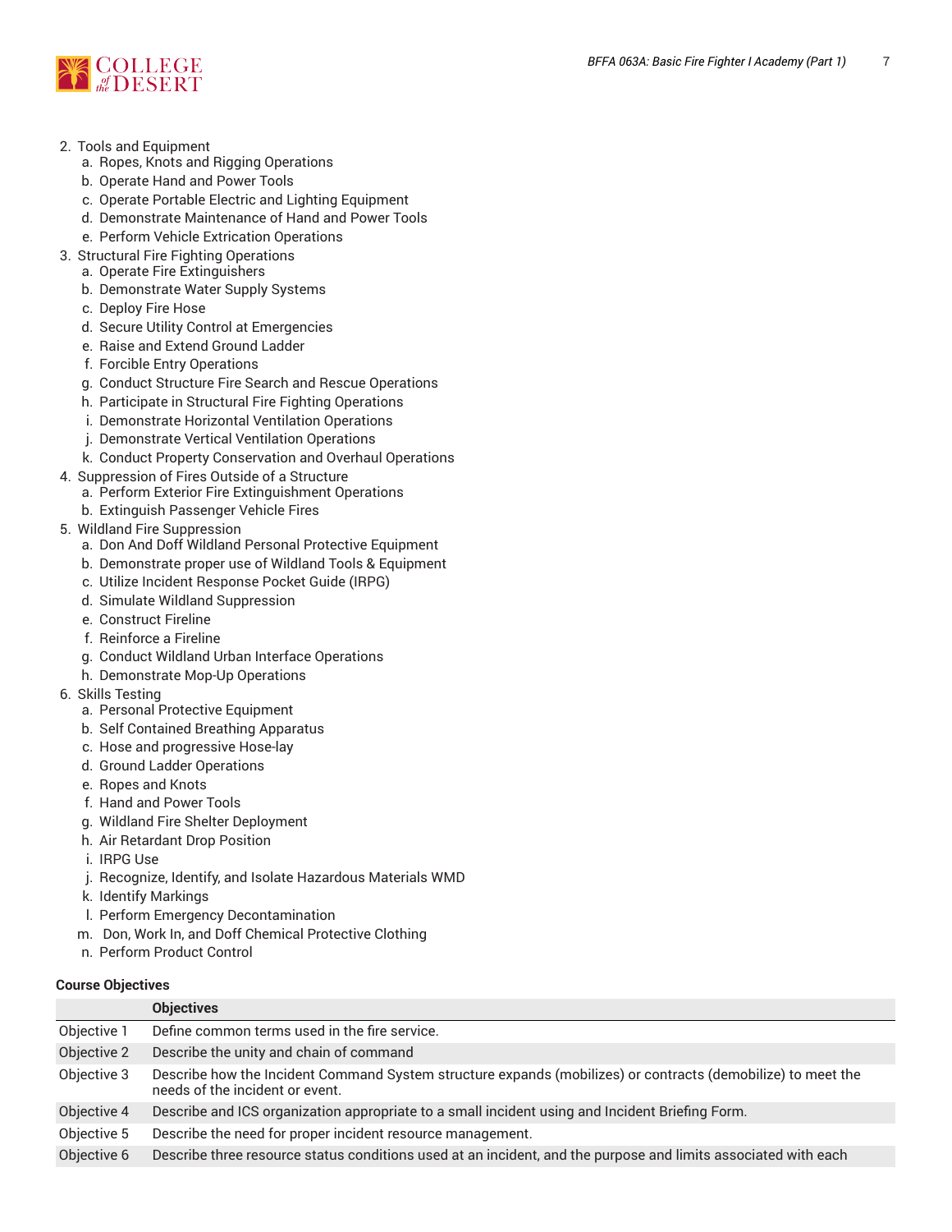2. Tools and Equipment
    a. Ropes, Knots and Rigging Operations
    b. Operate Hand and Power Tools
    c. Operate Portable Electric and Lighting Equipment
    d. Demonstrate Maintenance of Hand and Power Tools
    e. Perform Vehicle Extrication Operations
3. Structural Fire Fighting Operations
    a. Operate Fire Extinguishers
    b. Demonstrate Water Supply Systems
    c. Deploy Fire Hose
    d. Secure Utility Control at Emergencies
    e. Raise and Extend Ground Ladder
    f. Forcible Entry Operations
    g. Conduct Structure Fire Search and Rescue Operations
    h. Participate in Structural Fire Fighting Operations
    i. Demonstrate Horizontal Ventilation Operations
    j. Demonstrate Vertical Ventilation Operations
    k. Conduct Property Conservation and Overhaul Operations
4. Suppression of Fires Outside of a Structure
    a. Perform Exterior Fire Extinguishment Operations
    b. Extinguish Passenger Vehicle Fires
5. Wildland Fire Suppression
    a. Don And Doff Wildland Personal Protective Equipment
    b. Demonstrate proper use of Wildland Tools & Equipment
    c. Utilize Incident Response Pocket Guide (IRPG)
    d. Simulate Wildland Suppression
    e. Construct Fireline
    f. Reinforce a Fireline
    g. Conduct Wildland Urban Interface Operations
    h. Demonstrate Mop-Up Operations
6. Skills Testing
    a. Personal Protective Equipment
    b. Self Contained Breathing Apparatus
    c. Hose and progressive Hose-lay
    d. Ground Ladder Operations
    e. Ropes and Knots
    f. Hand and Power Tools
    g. Wildland Fire Shelter Deployment
    h. Air Retardant Drop Position
    i. IRPG Use
    j. Recognize, Identify, and Isolate Hazardous Materials WMD
    k. Identify Markings
    l. Perform Emergency Decontamination
    m. Don, Work In, and Doff Chemical Protective Clothing
    n. Perform Product Control

**Course Objectives**

| | Objectives |
|---|---|
| Objective 1 | Define common terms used in the fire service. |
| Objective 2 | Describe the unity and chain of command |
| Objective 3 | Describe how the Incident Command System structure expands (mobilizes) or contracts (demobilize) to meet the needs of the incident or event. |
| Objective 4 | Describe and ICS organization appropriate to a small incident using and Incident Briefing Form. |
| Objective 5 | Describe the need for proper incident resource management. |
| Objective 6 | Describe three resource status conditions used at an incident, and the purpose and limits associated with each |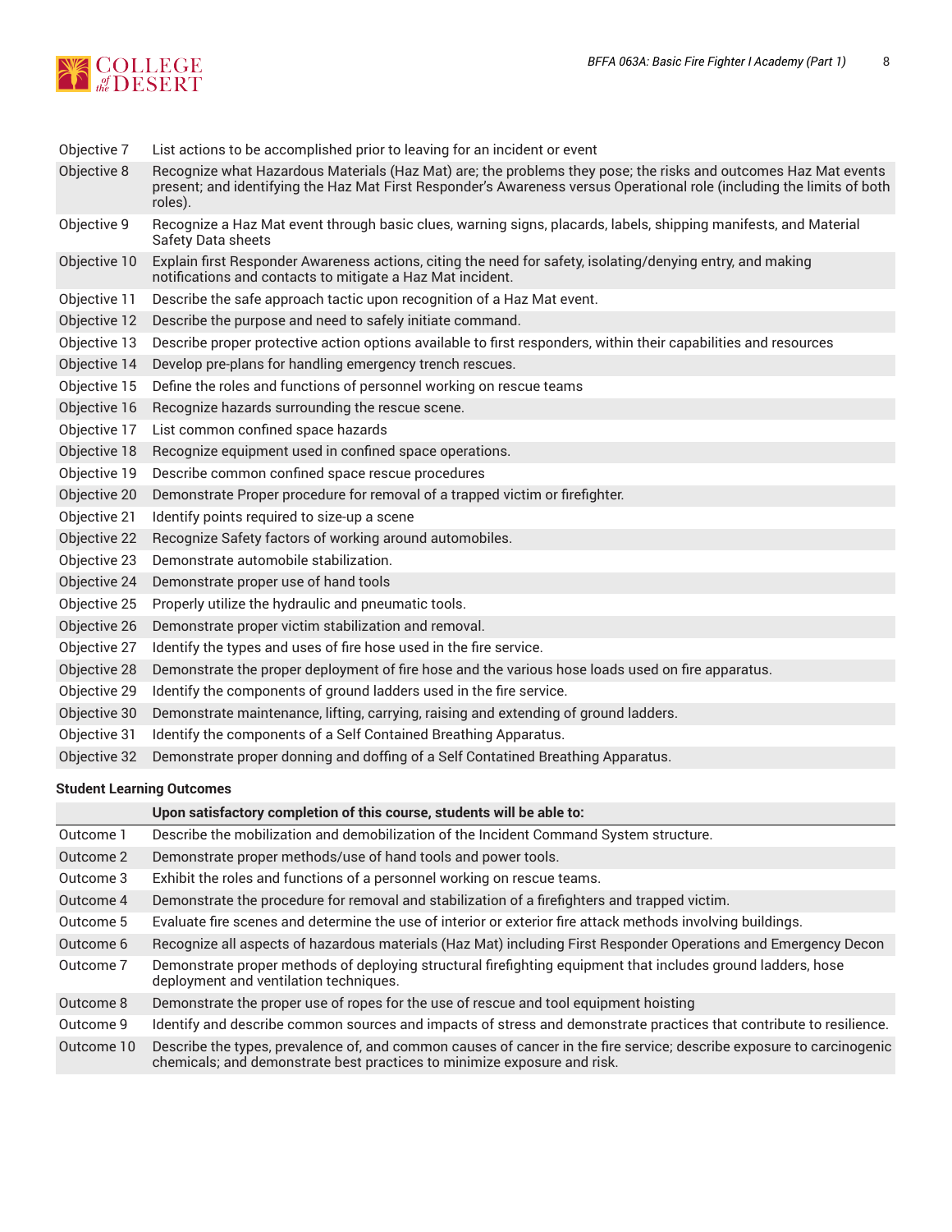| | |
|---|---|
| Objective 7 | List actions to be accomplished prior to leaving for an incident or event |
| Objective 8 | Recognize what Hazardous Materials (Haz Mat) are; the problems they pose; the risks and outcomes Haz Mat events present; and identifying the Haz Mat First Responder's Awareness versus Operational role (including the limits of both roles). |
| Objective 9 | Recognize a Haz Mat event through basic clues, warning signs, placards, labels, shipping manifests, and Material Safety Data sheets |
| Objective 10 | Explain first Responder Awareness actions, citing the need for safety, isolating/denying entry, and making notifications and contacts to mitigate a Haz Mat incident. |
| Objective 11 | Describe the safe approach tactic upon recognition of a Haz Mat event. |
| Objective 12 | Describe the purpose and need to safely initiate command. |
| Objective 13 | Describe proper protective action options available to first responders, within their capabilities and resources |
| Objective 14 | Develop pre-plans for handling emergency trench rescues. |
| Objective 15 | Define the roles and functions of personnel working on rescue teams |
| Objective 16 | Recognize hazards surrounding the rescue scene. |
| Objective 17 | List common confined space hazards |
| Objective 18 | Recognize equipment used in confined space operations. |
| Objective 19 | Describe common confined space rescue procedures |
| Objective 20 | Demonstrate Proper procedure for removal of a trapped victim or firefighter. |
| Objective 21 | Identify points required to size-up a scene |
| Objective 22 | Recognize Safety factors of working around automobiles. |
| Objective 23 | Demonstrate automobile stabilization. |
| Objective 24 | Demonstrate proper use of hand tools |
| Objective 25 | Properly utilize the hydraulic and pneumatic tools. |
| Objective 26 | Demonstrate proper victim stabilization and removal. |
| Objective 27 | Identify the types and uses of fire hose used in the fire service. |
| Objective 28 | Demonstrate the proper deployment of fire hose and the various hose loads used on fire apparatus. |
| Objective 29 | Identify the components of ground ladders used in the fire service. |
| Objective 30 | Demonstrate maintenance, lifting, carrying, raising and extending of ground ladders. |
| Objective 31 | Identify the components of a Self Contained Breathing Apparatus. |
| Objective 32 | Demonstrate proper donning and doffing of a Self Contatined Breathing Apparatus. |

**Student Learning Outcomes**

| | Upon satisfactory completion of this course, students will be able to: |
|---|---|
| Outcome 1 | Describe the mobilization and demobilization of the Incident Command System structure. |
| Outcome 2 | Demonstrate proper methods/use of hand tools and power tools. |
| Outcome 3 | Exhibit the roles and functions of a personnel working on rescue teams. |
| Outcome 4 | Demonstrate the procedure for removal and stabilization of a firefighters and trapped victim. |
| Outcome 5 | Evaluate fire scenes and determine the use of interior or exterior fire attack methods involving buildings. |
| Outcome 6 | Recognize all aspects of hazardous materials (Haz Mat) including First Responder Operations and Emergency Decon |
| Outcome 7 | Demonstrate proper methods of deploying structural firefighting equipment that includes ground ladders, hose deployment and ventilation techniques. |
| Outcome 8 | Demonstrate the proper use of ropes for the use of rescue and tool equipment hoisting |
| Outcome 9 | Identify and describe common sources and impacts of stress and demonstrate practices that contribute to resilience. |
| Outcome 10 | Describe the types, prevalence of, and common causes of cancer in the fire service; describe exposure to carcinogenic chemicals; and demonstrate best practices to minimize exposure and risk. |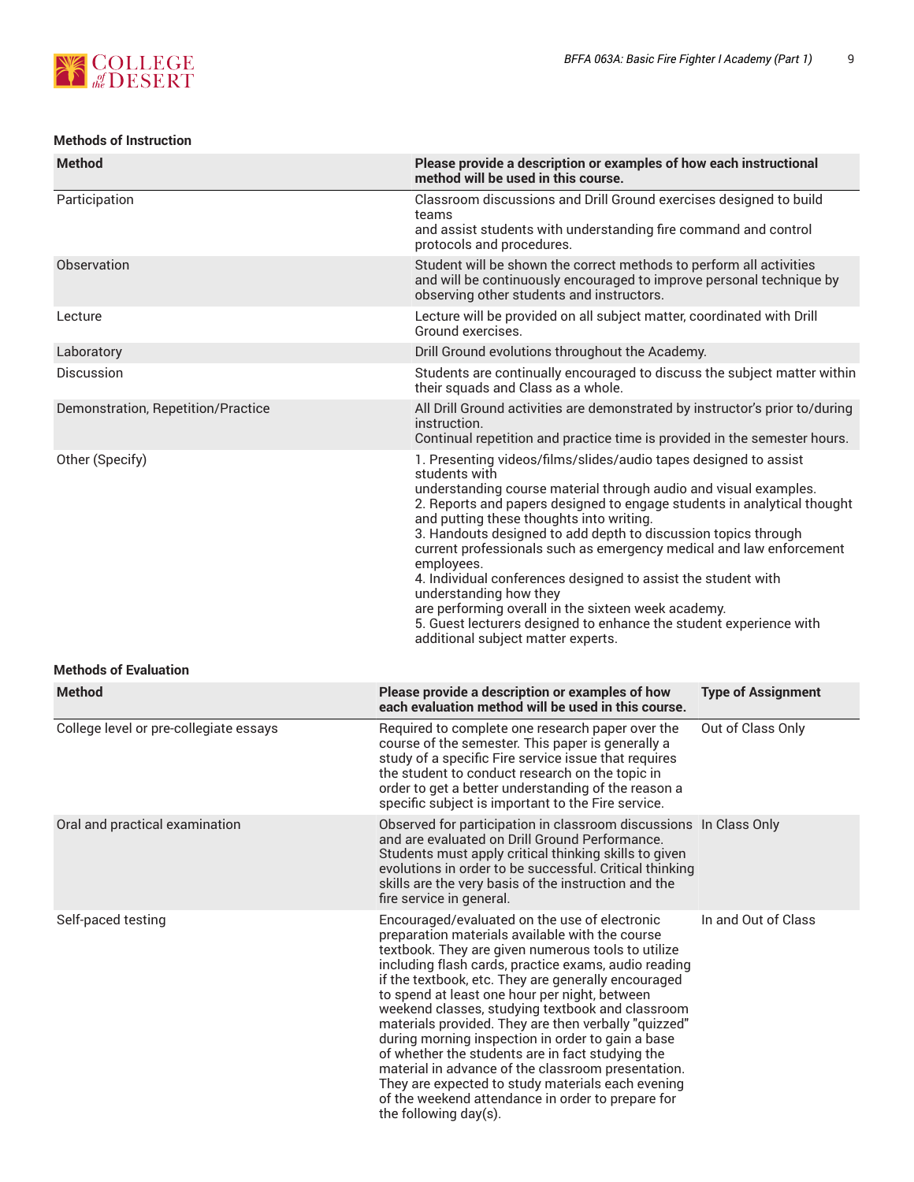### Methods of Instruction

| Method | Please provide a description or examples of how each instructional method will be used in this course. |
|---|---|
| Participation | Classroom discussions and Drill Ground exercises designed to build teams and assist students with understanding fire command and control protocols and procedures. |
| Observation | Student will be shown the correct methods to perform all activities and will be continuously encouraged to improve personal technique by observing other students and instructors. |
| Lecture | Lecture will be provided on all subject matter, coordinated with Drill Ground exercises. |
| Laboratory | Drill Ground evolutions throughout the Academy. |
| Discussion | Students are continually encouraged to discuss the subject matter within their squads and Class as a whole. |
| Demonstration, Repetition/Practice | All Drill Ground activities are demonstrated by instructor's prior to/during instruction. Continual repetition and practice time is provided in the semester hours. |
| Other (Specify) | 1. Presenting videos/films/slides/audio tapes designed to assist students with understanding course material through audio and visual examples. 2. Reports and papers designed to engage students in analytical thought and putting these thoughts into writing. 3. Handouts designed to add depth to discussion topics through current professionals such as emergency medical and law enforcement employees. 4. Individual conferences designed to assist the student with understanding how they are performing overall in the sixteen week academy. 5. Guest lecturers designed to enhance the student experience with additional subject matter experts. |

### Methods of Evaluation

| Method | Please provide a description or examples of how each evaluation method will be used in this course. | Type of Assignment |
|---|---|---|
| College level or pre-collegiate essays | Required to complete one research paper over the course of the semester. This paper is generally a study of a specific Fire service issue that requires the student to conduct research on the topic in order to get a better understanding of the reason a specific subject is important to the Fire service. | Out of Class Only |
| Oral and practical examination | Observed for participation in classroom discussions and are evaluated on Drill Ground Performance. Students must apply critical thinking skills to given evolutions in order to be successful. Critical thinking skills are the very basis of the instruction and the fire service in general. | In Class Only |
| Self-paced testing | Encouraged/evaluated on the use of electronic preparation materials available with the course textbook. They are given numerous tools to utilize including flash cards, practice exams, audio reading if the textbook, etc. They are generally encouraged to spend at least one hour per night, between weekend classes, studying textbook and classroom materials provided. They are then verbally "quizzed" during morning inspection in order to gain a base of whether the students are in fact studying the material in advance of the classroom presentation. They are expected to study materials each evening of the weekend attendance in order to prepare for the following day(s). | In and Out of Class |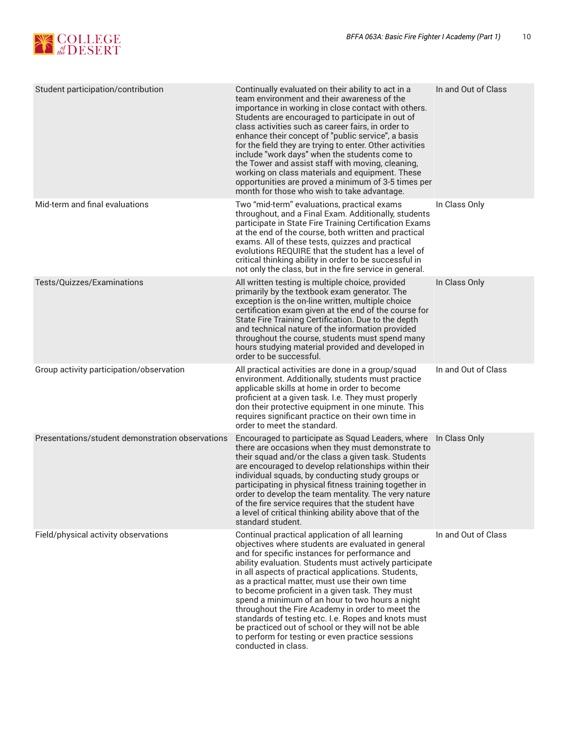| | | |
|---|---|---|
| Student participation/contribution | Continually evaluated on their ability to act in a team environment and their awareness of the importance in working in close contact with others. Students are encouraged to participate in out of class activities such as career fairs, in order to enhance their concept of "public service", a basis for the field they are trying to enter. Other activities include "work days" when the students come to the Tower and assist staff with moving, cleaning, working on class materials and equipment. These opportunities are proved a minimum of 3-5 times per month for those who wish to take advantage. | In and Out of Class |
| Mid-term and final evaluations | Two "mid-term" evaluations, practical exams throughout, and a Final Exam. Additionally, students participate in State Fire Training Certification Exams at the end of the course, both written and practical exams. All of these tests, quizzes and practical evolutions REQUIRE that the student has a level of critical thinking ability in order to be successful in not only the class, but in the fire service in general. | In Class Only |
| Tests/Quizzes/Examinations | All written testing is multiple choice, provided primarily by the textbook exam generator. The exception is the on-line written, multiple choice certification exam given at the end of the course for State Fire Training Certification. Due to the depth and technical nature of the information provided throughout the course, students must spend many hours studying material provided and developed in order to be successful. | In Class Only |
| Group activity participation/observation | All practical activities are done in a group/squad environment. Additionally, students must practice applicable skills at home in order to become proficient at a given task. I.e. They must properly don their protective equipment in one minute. This requires significant practice on their own time in order to meet the standard. | In and Out of Class |
| Presentations/student demonstration observations | Encouraged to participate as Squad Leaders, where there are occasions when they must demonstrate to their squad and/or the class a given task. Students are encouraged to develop relationships within their individual squads, by conducting study groups or participating in physical fitness training together in order to develop the team mentality. The very nature of the fire service requires that the student have a level of critical thinking ability above that of the standard student. | In Class Only |
| Field/physical activity observations | Continual practical application of all learning objectives where students are evaluated in general and for specific instances for performance and ability evaluation. Students must actively participate in all aspects of practical applications. Students, as a practical matter, must use their own time to become proficient in a given task. They must spend a minimum of an hour to two hours a night throughout the Fire Academy in order to meet the standards of testing etc. I.e. Ropes and knots must be practiced out of school or they will not be able to perform for testing or even practice sessions conducted in class. | In and Out of Class |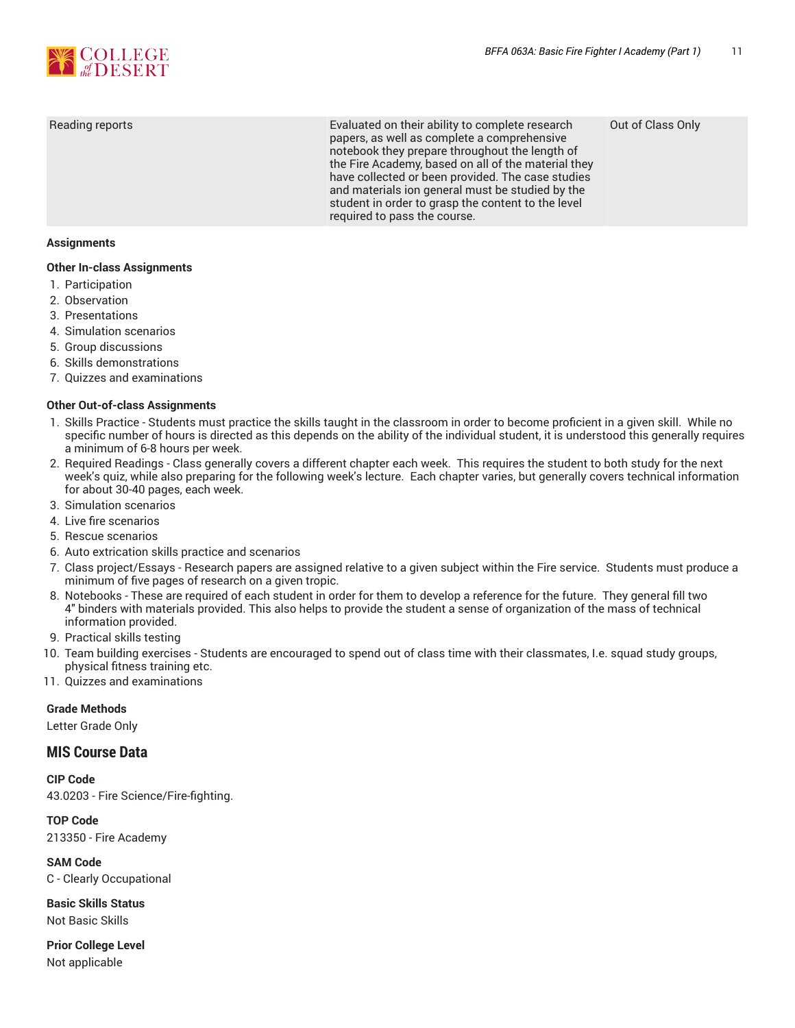| Reading reports | Evaluated on their ability to complete research papers, as well as complete a comprehensive notebook they prepare throughout the length of the Fire Academy, based on all of the material they have collected or been provided. The case studies and materials ion general must be studied by the student in order to grasp the content to the level required to pass the course. | Out of Class Only |
|---|---|---|

**Assignments**

**Other In-class Assignments**

1. Participation
2. Observation
3. Presentations
4. Simulation scenarios
5. Group discussions
6. Skills demonstrations
7. Quizzes and examinations

**Other Out-of-class Assignments**

1. Skills Practice - Students must practice the skills taught in the classroom in order to become proficient in a given skill. While no specific number of hours is directed as this depends on the ability of the individual student, it is understood this generally requires a minimum of 6-8 hours per week.
2. Required Readings - Class generally covers a different chapter each week. This requires the student to both study for the next week's quiz, while also preparing for the following week's lecture. Each chapter varies, but generally covers technical information for about 30-40 pages, each week.
3. Simulation scenarios
4. Live fire scenarios
5. Rescue scenarios
6. Auto extrication skills practice and scenarios
7. Class project/Essays - Research papers are assigned relative to a given subject within the Fire service. Students must produce a minimum of five pages of research on a given tropic.
8. Notebooks - These are required of each student in order for them to develop a reference for the future. They general fill two 4" binders with materials provided. This also helps to provide the student a sense of organization of the mass of technical information provided.
9. Practical skills testing
10. Team building exercises - Students are encouraged to spend out of class time with their classmates, I.e. squad study groups, physical fitness training etc.
11. Quizzes and examinations

**Grade Methods**

Letter Grade Only

## MIS Course Data

**CIP Code**

43.0203 - Fire Science/Fire-fighting.

**TOP Code**

213350 - Fire Academy

**SAM Code**

C - Clearly Occupational

**Basic Skills Status**

Not Basic Skills

**Prior College Level**

Not applicable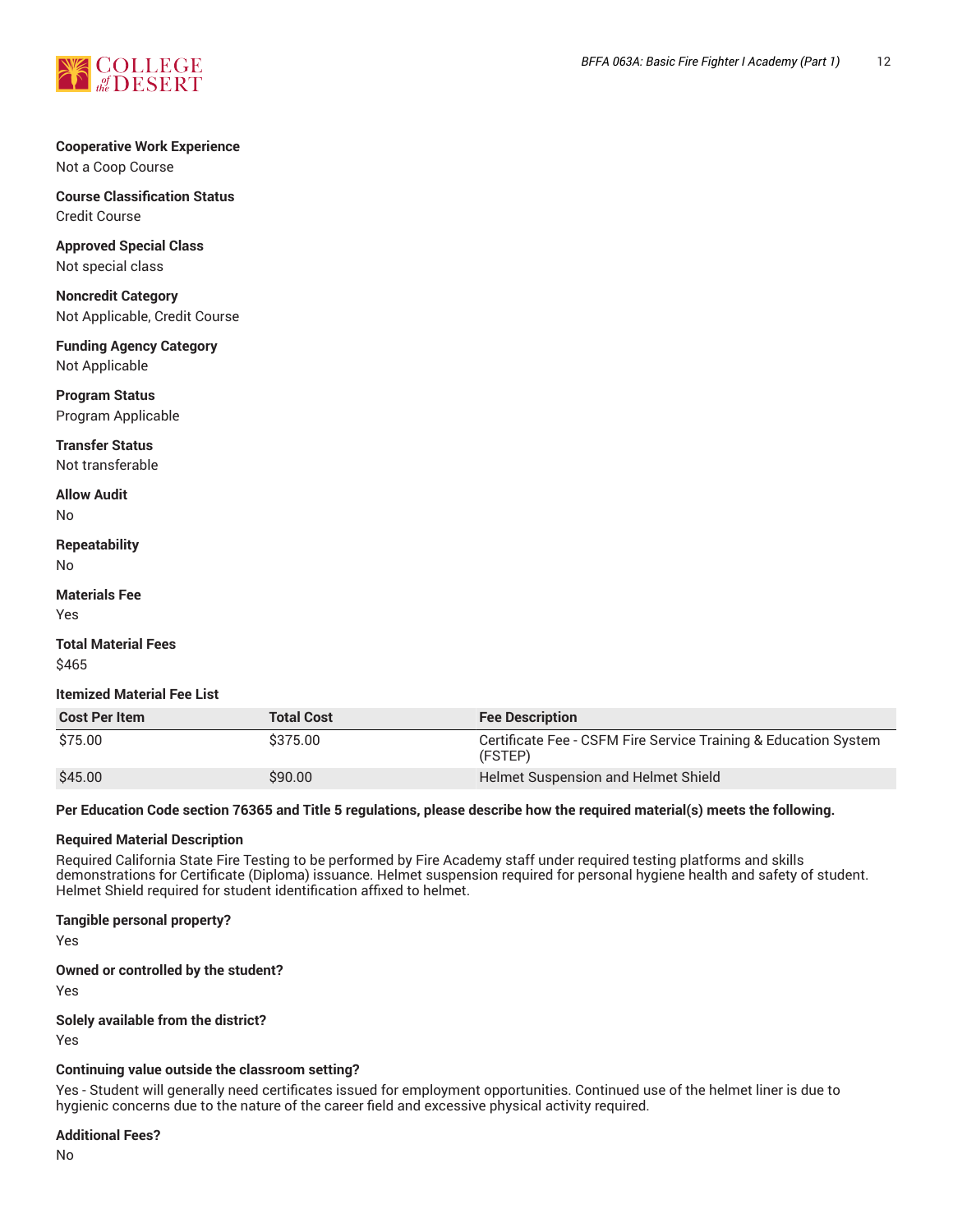**Cooperative Work Experience**
Not a Coop Course

**Course Classification Status**
Credit Course

**Approved Special Class**
Not special class

**Noncredit Category**
Not Applicable, Credit Course

**Funding Agency Category**
Not Applicable

**Program Status**
Program Applicable

**Transfer Status**
Not transferable

**Allow Audit**
No

**Repeatability**
No

**Materials Fee**
Yes

**Total Material Fees**
$465

**Itemized Material Fee List**

| Cost Per Item | Total Cost | Fee Description |
| --- | --- | --- |
| $75.00 | $375.00 | Certificate Fee - CSFM Fire Service Training & Education System (FSTEP) |
| $45.00 | $90.00 | Helmet Suspension and Helmet Shield |

**Per Education Code section 76365 and Title 5 regulations, please describe how the required material(s) meets the following.**

**Required Material Description**
Required California State Fire Testing to be performed by Fire Academy staff under required testing platforms and skills demonstrations for Certificate (Diploma) issuance. Helmet suspension required for personal hygiene health and safety of student. Helmet Shield required for student identification affixed to helmet.

**Tangible personal property?**
Yes

**Owned or controlled by the student?**
Yes

**Solely available from the district?**
Yes

**Continuing value outside the classroom setting?**
Yes - Student will generally need certificates issued for employment opportunities. Continued use of the helmet liner is due to hygienic concerns due to the nature of the career field and excessive physical activity required.

**Additional Fees?**
No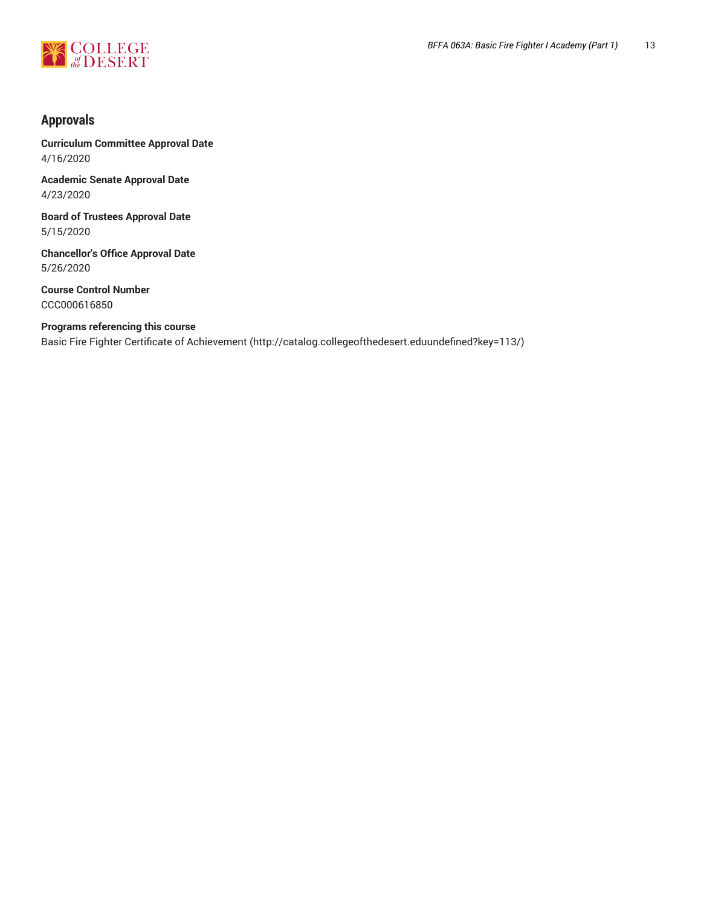## Approvals

**Curriculum Committee Approval Date**
4/16/2020

**Academic Senate Approval Date**
4/23/2020

**Board of Trustees Approval Date**
5/15/2020

**Chancellor's Office Approval Date**
5/26/2020

**Course Control Number**
CCC000616850

**Programs referencing this course**
Basic Fire Fighter Certificate of Achievement (http://catalog.collegeofthedesert.eduundefined?key=113/)